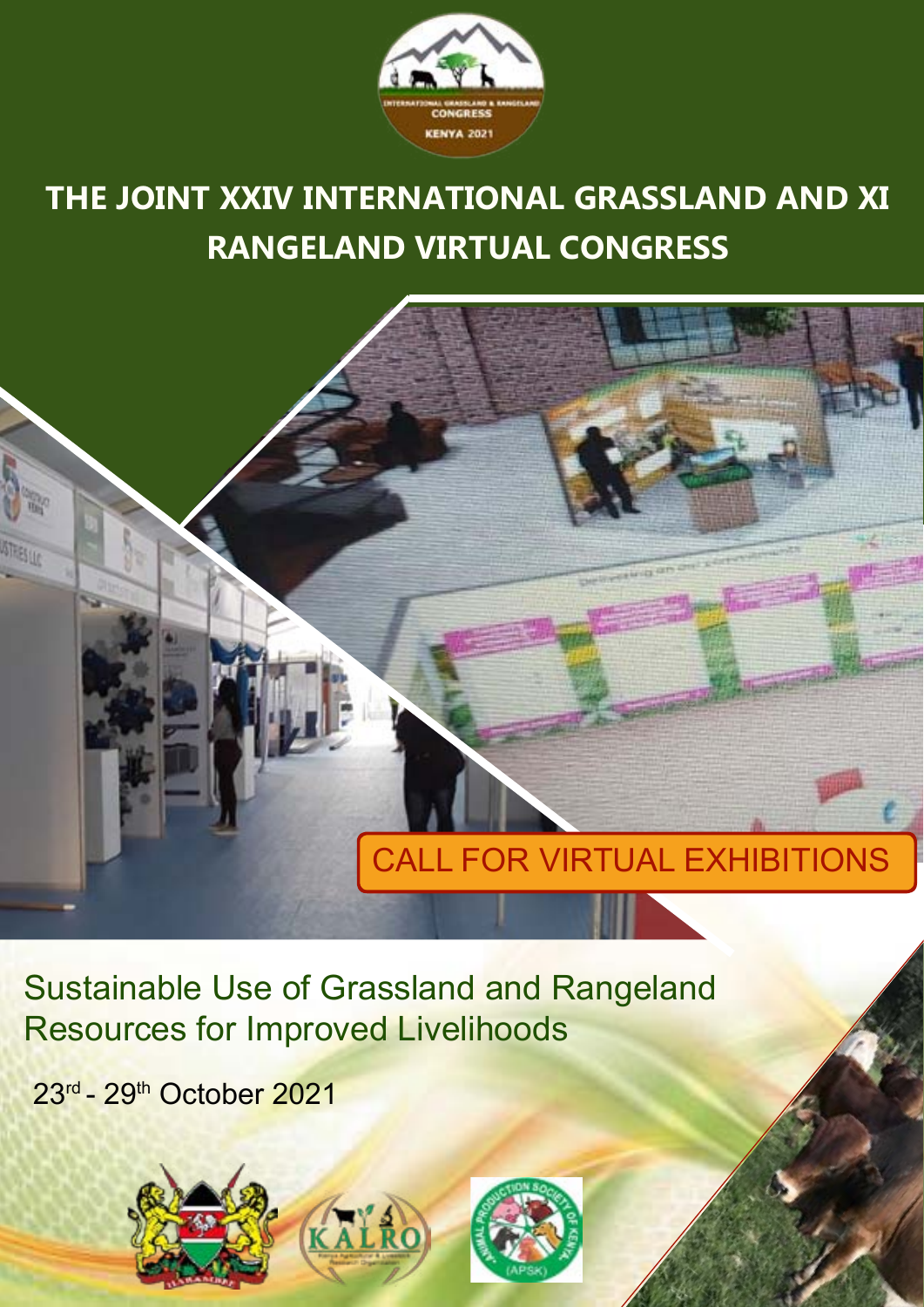# THE JOINT XXIV INTERNATIONAL GRASSLAND AND XI RANGELAND VIRTUAL CONGRESS

## CALL FOR VIRTUAL EXHIBITIONS

Sustainable Use of Grassland and Rangeland Resources for Improved Livelihoods

23rd - 29th October 2021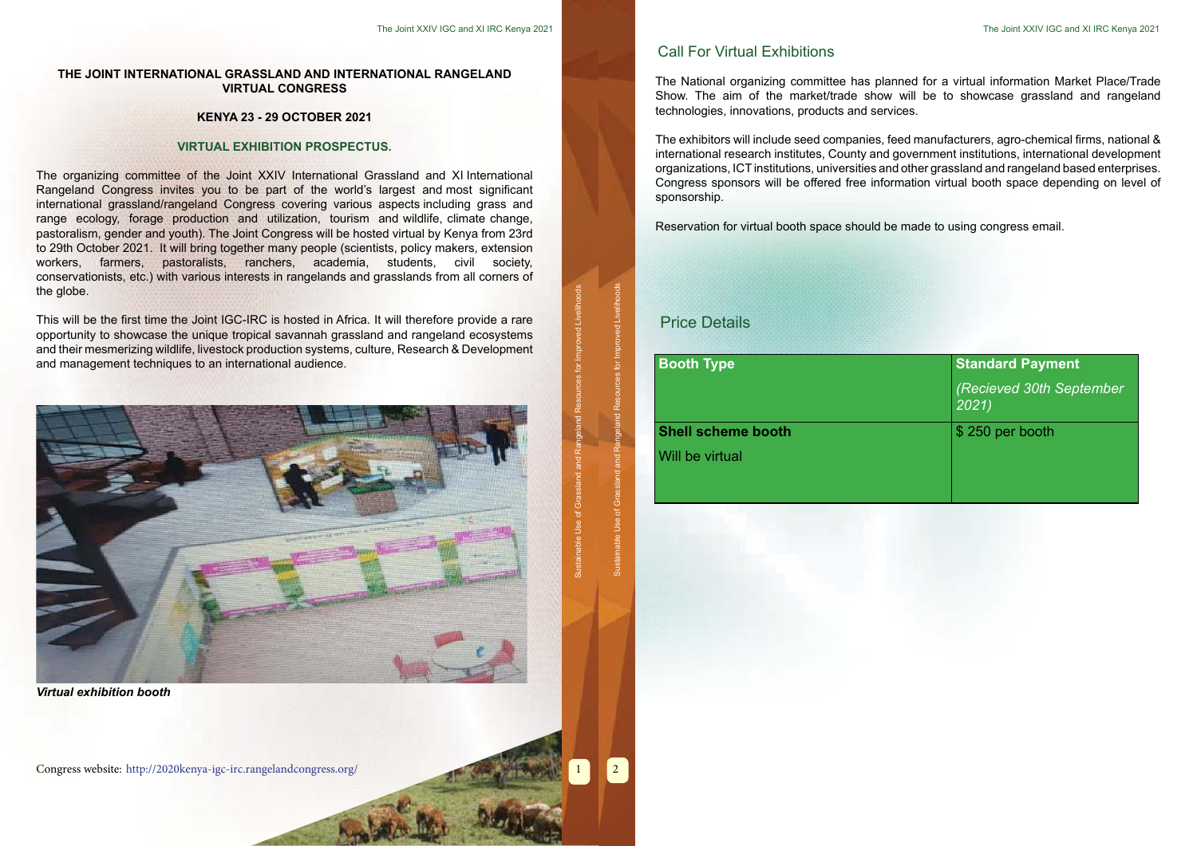# THE JOINT INTERNATIONAL GRASSLAND AND INTERNATIONAL RANGELAND VIRTUAL CONGRESS

## KENYA 23 - 29 OCTOBER 2021

### VIRTUAL EXHIBITION PROSPECTUS.

The organizing committee of the Joint XXIV International Grassland and XI International Rangeland Congress invites you to be part of the world's largest and most significant international grassland/rangeland Congress covering various aspects including grass and range ecology, forage production and utilization, tourism and wildlife, climate change, pastoralism, gender and youth). The Joint Congress will be hosted virtual by Kenya from 23rd to 29th October 2021. It will bring together many people (scientists, policy makers, extension workers, farmers, pastoralists, ranchers, academia, students, civil society, conservationists, etc.) with various interests in rangelands and grasslands from all corners of the globe.

This will be the first time the Joint IGC-IRC is hosted in Africa. It will therefore provide a rare opportunity to showcase the unique tropical savannah grassland and rangeland ecosystems and their mesmerizing wildlife, livestock production systems, culture, Research & Development and management techniques to an international audience.

***Virtual exhibition booth***

Congress website: http://2020kenya-igc-irc.rangelandcongress.org/

## Call For Virtual Exhibitions

The National organizing committee has planned for a virtual information Market Place/Trade Show. The aim of the market/trade show will be to showcase grassland and rangeland technologies, innovations, products and services.

The exhibitors will include seed companies, feed manufacturers, agro-chemical firms, national & international research institutes, County and government institutions, international development organizations, ICT institutions, universities and other grassland and rangeland based enterprises. Congress sponsors will be offered free information virtual booth space depending on level of sponsorship.

Reservation for virtual booth space should be made to using congress email.

## Price Details

| **Booth Type** | **Standard Payment** *(Recieved 30th September 2021)* |
|---|---|
| **Shell scheme booth** Will be virtual | $ 250 per booth |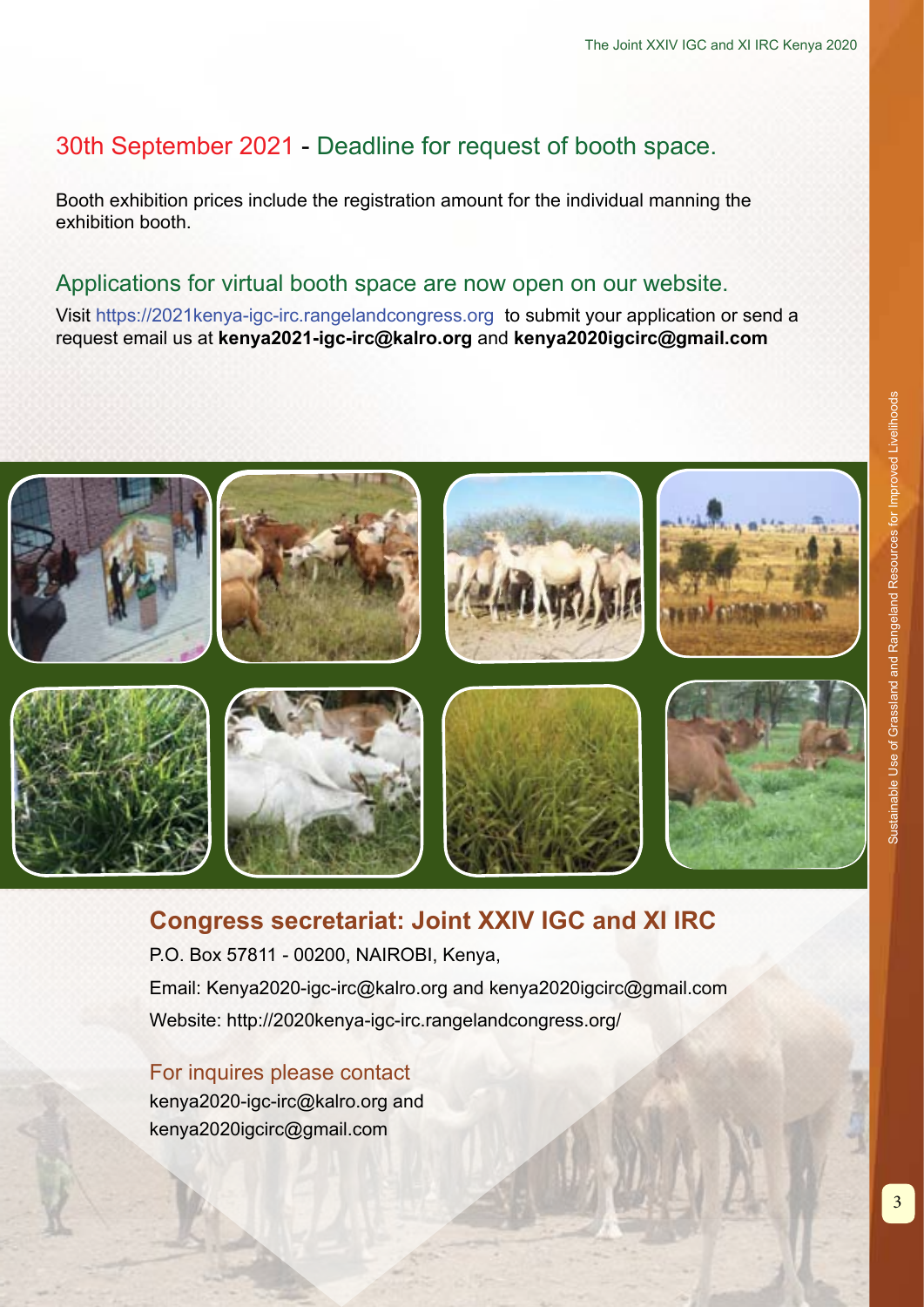## 30th September 2021 - Deadline for request of booth space.

Booth exhibition prices include the registration amount for the individual manning the exhibition booth.

## Applications for virtual booth space are now open on our website.

Visit https://2021kenya-igc-irc.rangelandcongress.org to submit your application or send a request email us at **kenya2021-igc-irc@kalro.org** and **kenya2020igcirc@gmail.com**

## Congress secretariat: Joint XXIV IGC and XI IRC

P.O. Box 57811 - 00200, NAIROBI, Kenya,

Email: Kenya2020-igc-irc@kalro.org and kenya2020igcirc@gmail.com

Website: http://2020kenya-igc-irc.rangelandcongress.org/

### For inquires please contact

kenya2020-igc-irc@kalro.org and
kenya2020igcirc@gmail.com